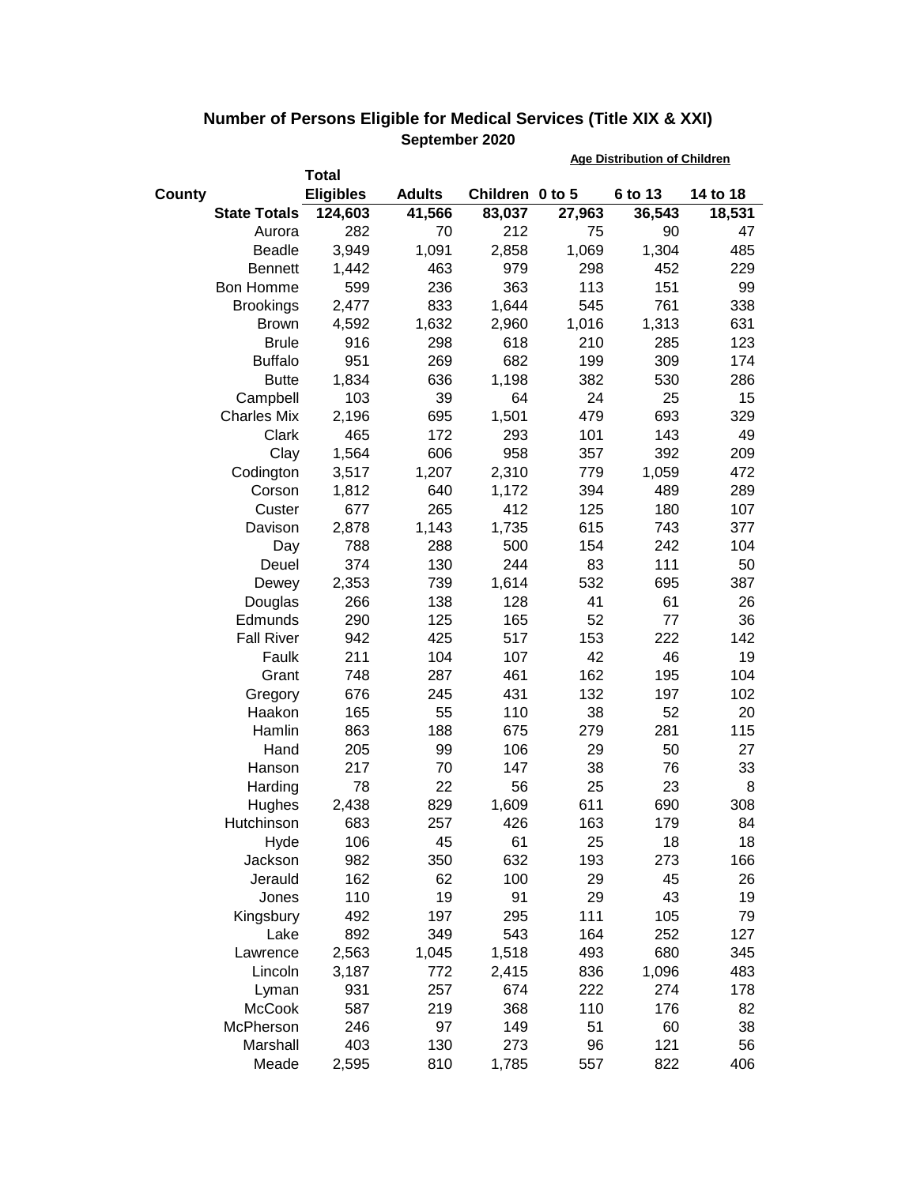## Number of Persons Eligible for Medical Services (Title XIX & XXI)

### September 2020

| County | Total Eligibles | Adults | Children | Age Distribution of Children | | |
|---|---|---|---|---|---|---|
| | | | | 0 to 5 | 6 to 13 | 14 to 18 |
| **State Totals** | **124,603** | **41,566** | **83,037** | **27,963** | **36,543** | **18,531** |
| Aurora | 282 | 70 | 212 | 75 | 90 | 47 |
| Beadle | 3,949 | 1,091 | 2,858 | 1,069 | 1,304 | 485 |
| Bennett | 1,442 | 463 | 979 | 298 | 452 | 229 |
| Bon Homme | 599 | 236 | 363 | 113 | 151 | 99 |
| Brookings | 2,477 | 833 | 1,644 | 545 | 761 | 338 |
| Brown | 4,592 | 1,632 | 2,960 | 1,016 | 1,313 | 631 |
| Brule | 916 | 298 | 618 | 210 | 285 | 123 |
| Buffalo | 951 | 269 | 682 | 199 | 309 | 174 |
| Butte | 1,834 | 636 | 1,198 | 382 | 530 | 286 |
| Campbell | 103 | 39 | 64 | 24 | 25 | 15 |
| Charles Mix | 2,196 | 695 | 1,501 | 479 | 693 | 329 |
| Clark | 465 | 172 | 293 | 101 | 143 | 49 |
| Clay | 1,564 | 606 | 958 | 357 | 392 | 209 |
| Codington | 3,517 | 1,207 | 2,310 | 779 | 1,059 | 472 |
| Corson | 1,812 | 640 | 1,172 | 394 | 489 | 289 |
| Custer | 677 | 265 | 412 | 125 | 180 | 107 |
| Davison | 2,878 | 1,143 | 1,735 | 615 | 743 | 377 |
| Day | 788 | 288 | 500 | 154 | 242 | 104 |
| Deuel | 374 | 130 | 244 | 83 | 111 | 50 |
| Dewey | 2,353 | 739 | 1,614 | 532 | 695 | 387 |
| Douglas | 266 | 138 | 128 | 41 | 61 | 26 |
| Edmunds | 290 | 125 | 165 | 52 | 77 | 36 |
| Fall River | 942 | 425 | 517 | 153 | 222 | 142 |
| Faulk | 211 | 104 | 107 | 42 | 46 | 19 |
| Grant | 748 | 287 | 461 | 162 | 195 | 104 |
| Gregory | 676 | 245 | 431 | 132 | 197 | 102 |
| Haakon | 165 | 55 | 110 | 38 | 52 | 20 |
| Hamlin | 863 | 188 | 675 | 279 | 281 | 115 |
| Hand | 205 | 99 | 106 | 29 | 50 | 27 |
| Hanson | 217 | 70 | 147 | 38 | 76 | 33 |
| Harding | 78 | 22 | 56 | 25 | 23 | 8 |
| Hughes | 2,438 | 829 | 1,609 | 611 | 690 | 308 |
| Hutchinson | 683 | 257 | 426 | 163 | 179 | 84 |
| Hyde | 106 | 45 | 61 | 25 | 18 | 18 |
| Jackson | 982 | 350 | 632 | 193 | 273 | 166 |
| Jerauld | 162 | 62 | 100 | 29 | 45 | 26 |
| Jones | 110 | 19 | 91 | 29 | 43 | 19 |
| Kingsbury | 492 | 197 | 295 | 111 | 105 | 79 |
| Lake | 892 | 349 | 543 | 164 | 252 | 127 |
| Lawrence | 2,563 | 1,045 | 1,518 | 493 | 680 | 345 |
| Lincoln | 3,187 | 772 | 2,415 | 836 | 1,096 | 483 |
| Lyman | 931 | 257 | 674 | 222 | 274 | 178 |
| McCook | 587 | 219 | 368 | 110 | 176 | 82 |
| McPherson | 246 | 97 | 149 | 51 | 60 | 38 |
| Marshall | 403 | 130 | 273 | 96 | 121 | 56 |
| Meade | 2,595 | 810 | 1,785 | 557 | 822 | 406 |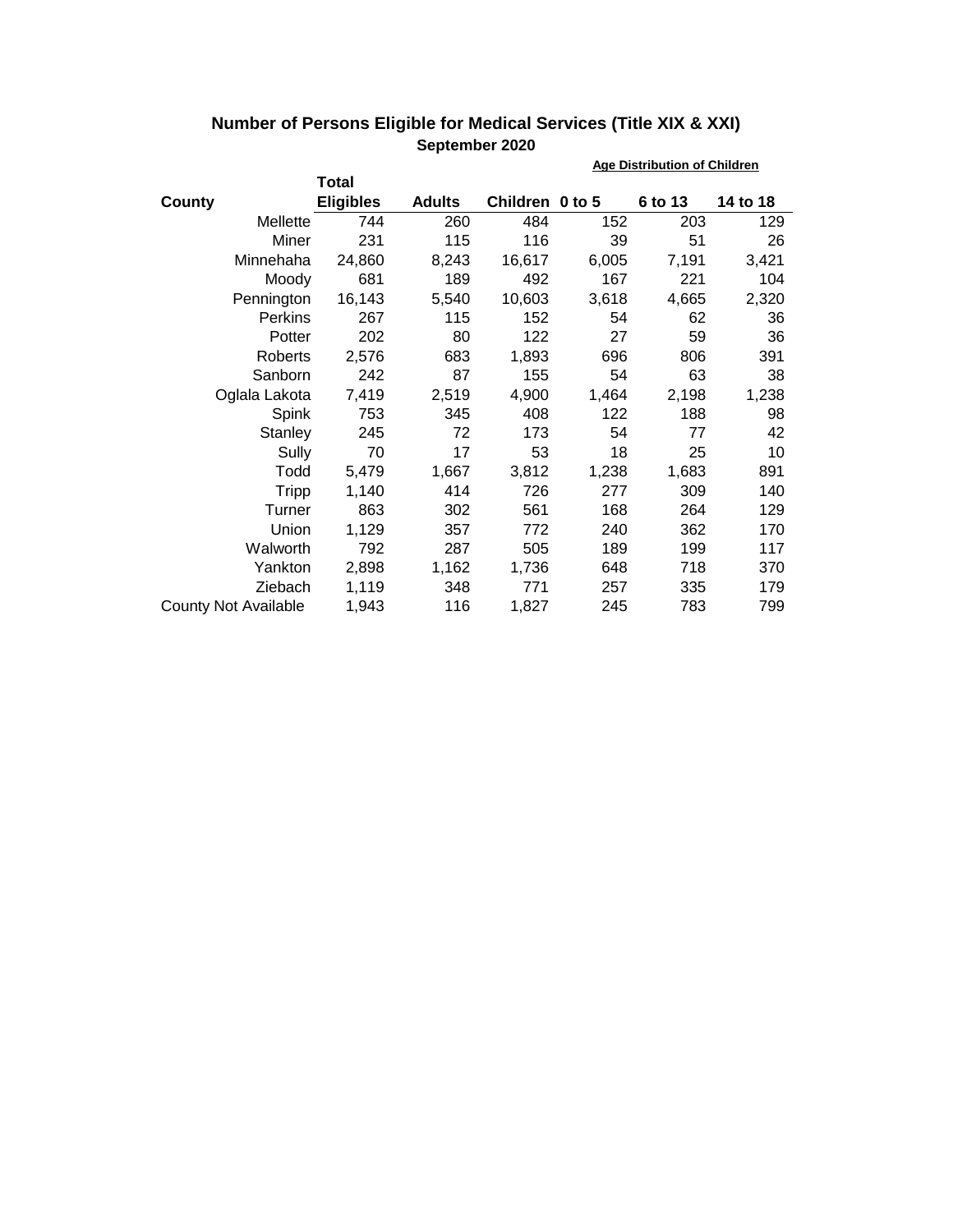**Number of Persons Eligible for Medical Services (Title XIX & XXI)**

**September 2020**

| County | Total Eligibles | Adults | Children | Age Distribution of Children | | |
|---|---|---|---|---|---|---|
| | | | | 0 to 5 | 6 to 13 | 14 to 18 |
| Mellette | 744 | 260 | 484 | 152 | 203 | 129 |
| Miner | 231 | 115 | 116 | 39 | 51 | 26 |
| Minnehaha | 24,860 | 8,243 | 16,617 | 6,005 | 7,191 | 3,421 |
| Moody | 681 | 189 | 492 | 167 | 221 | 104 |
| Pennington | 16,143 | 5,540 | 10,603 | 3,618 | 4,665 | 2,320 |
| Perkins | 267 | 115 | 152 | 54 | 62 | 36 |
| Potter | 202 | 80 | 122 | 27 | 59 | 36 |
| Roberts | 2,576 | 683 | 1,893 | 696 | 806 | 391 |
| Sanborn | 242 | 87 | 155 | 54 | 63 | 38 |
| Oglala Lakota | 7,419 | 2,519 | 4,900 | 1,464 | 2,198 | 1,238 |
| Spink | 753 | 345 | 408 | 122 | 188 | 98 |
| Stanley | 245 | 72 | 173 | 54 | 77 | 42 |
| Sully | 70 | 17 | 53 | 18 | 25 | 10 |
| Todd | 5,479 | 1,667 | 3,812 | 1,238 | 1,683 | 891 |
| Tripp | 1,140 | 414 | 726 | 277 | 309 | 140 |
| Turner | 863 | 302 | 561 | 168 | 264 | 129 |
| Union | 1,129 | 357 | 772 | 240 | 362 | 170 |
| Walworth | 792 | 287 | 505 | 189 | 199 | 117 |
| Yankton | 2,898 | 1,162 | 1,736 | 648 | 718 | 370 |
| Ziebach | 1,119 | 348 | 771 | 257 | 335 | 179 |
| County Not Available | 1,943 | 116 | 1,827 | 245 | 783 | 799 |